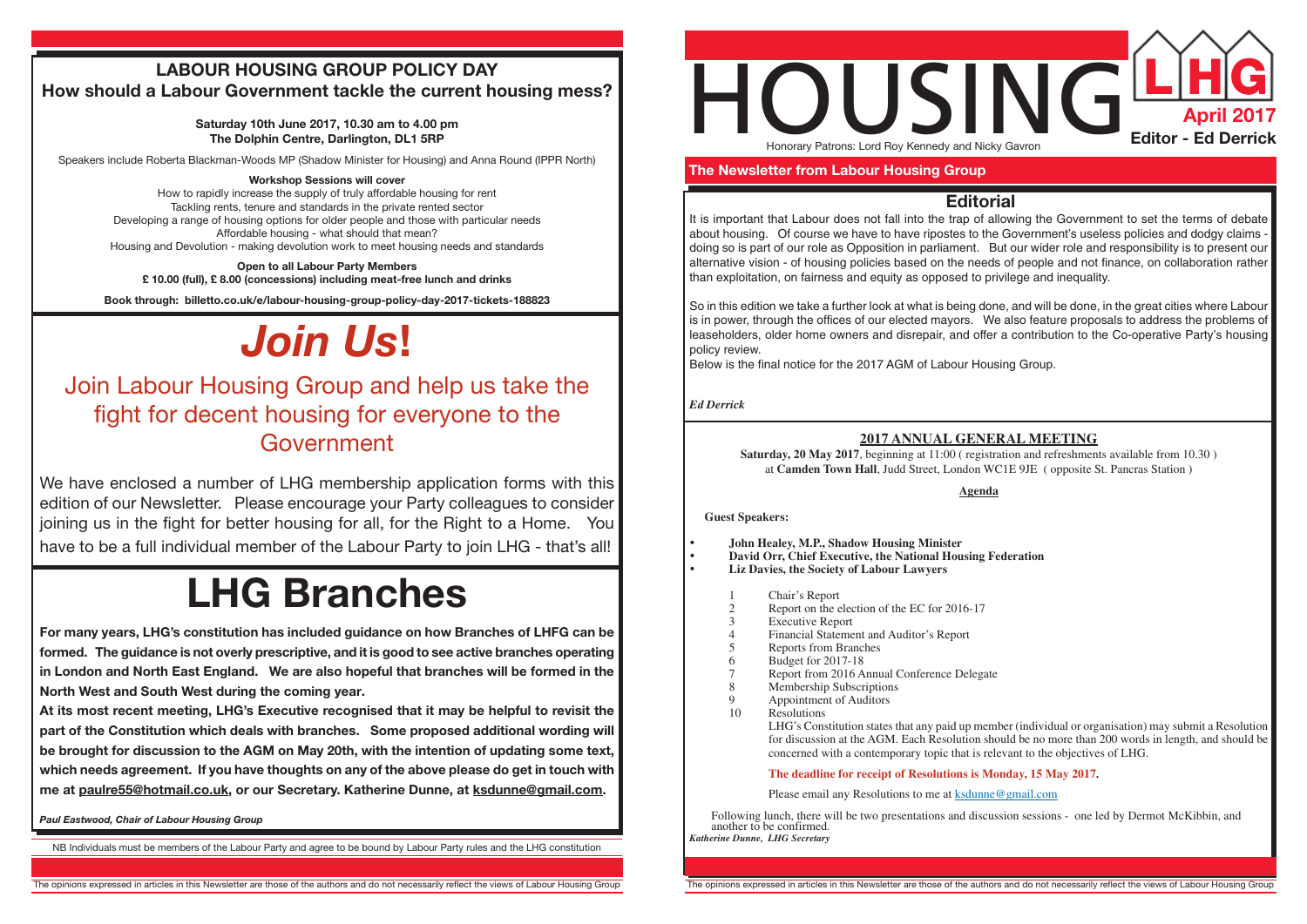## LABOUR HOUSING GROUP POLICY DAY

### How should a Labour Government tackle the current housing mess?

**Saturday 10th June 2017, 10.30 am to 4.00 pm**
**The Dolphin Centre, Darlington, DL1 5RP**

Speakers include Roberta Blackman-Woods MP (Shadow Minister for Housing) and Anna Round (IPPR North)

**Workshop Sessions will cover**

How to rapidly increase the supply of truly affordable housing for rent
Tackling rents, tenure and standards in the private rented sector
Developing a range of housing options for older people and those with particular needs
Affordable housing - what should that mean?
Housing and Devolution - making devolution work to meet housing needs and standards

**Open to all Labour Party Members**
**£ 10.00 (full), £ 8.00 (concessions) including meat-free lunch and drinks**

**Book through: billetto.co.uk/e/labour-housing-group-policy-day-2017-tickets-188823**

# *Join Us!*

## Join Labour Housing Group and help us take the fight for decent housing for everyone to the Government

We have enclosed a number of LHG membership application forms with this edition of our Newsletter. Please encourage your Party colleagues to consider joining us in the fight for better housing for all, for the Right to a Home. You have to be a full individual member of the Labour Party to join LHG - that's all!

# LHG Branches

**For many years, LHG's constitution has included guidance on how Branches of LHFG can be formed. The guidance is not overly prescriptive, and it is good to see active branches operating in London and North East England. We are also hopeful that branches will be formed in the North West and South West during the coming year.**

**At its most recent meeting, LHG's Executive recognised that it may be helpful to revisit the part of the Constitution which deals with branches. Some proposed additional wording will be brought for discussion to the AGM on May 20th, with the intention of updating some text, which needs agreement. If you have thoughts on any of the above please do get in touch with me at paulre55@hotmail.co.uk, or our Secretary. Katherine Dunne, at ksdunne@gmail.com.**

***Paul Eastwood, Chair of Labour Housing Group***

NB Individuals must be members of the Labour Party and agree to be bound by Labour Party rules and the LHG constitution

# HOUSING

**LHG**
**April 2017**
**Editor - Ed Derrick**

Honorary Patrons: Lord Roy Kennedy and Nicky Gavron

## The Newsletter from Labour Housing Group

## Editorial

It is important that Labour does not fall into the trap of allowing the Government to set the terms of debate about housing. Of course we have to have ripostes to the Government's useless policies and dodgy claims - doing so is part of our role as Opposition in parliament. But our wider role and responsibility is to present our alternative vision - of housing policies based on the needs of people and not finance, on collaboration rather than exploitation, on fairness and equity as opposed to privilege and inequality.

So in this edition we take a further look at what is being done, and will be done, in the great cities where Labour is in power, through the offices of our elected mayors. We also feature proposals to address the problems of leaseholders, older home owners and disrepair, and offer a contribution to the Co-operative Party's housing policy review.

Below is the final notice for the 2017 AGM of Labour Housing Group.

***Ed Derrick***

## 2017 ANNUAL GENERAL MEETING

**Saturday, 20 May 2017**, beginning at 11:00 ( registration and refreshments available from 10.30 ) at **Camden Town Hall**, Judd Street, London WC1E 9JE ( opposite St. Pancras Station )

**Agenda**

**Guest Speakers:**

- **John Healey, M.P., Shadow Housing Minister**
- **David Orr, Chief Executive, the National Housing Federation**
- **Liz Davies, the Society of Labour Lawyers**

1. Chair's Report
2. Report on the election of the EC for 2016-17
3. Executive Report
4. Financial Statement and Auditor's Report
5. Reports from Branches
6. Budget for 2017-18
7. Report from 2016 Annual Conference Delegate
8. Membership Subscriptions
9. Appointment of Auditors
10. Resolutions

    LHG's Constitution states that any paid up member (individual or organisation) may submit a Resolution for discussion at the AGM. Each Resolution should be no more than 200 words in length, and should be concerned with a contemporary topic that is relevant to the objectives of LHG.

    **The deadline for receipt of Resolutions is Monday, 15 May 2017.**

    Please email any Resolutions to me at ksdunne@gmail.com

Following lunch, there will be two presentations and discussion sessions - one led by Dermot McKibbin, and another to be confirmed.

***Katherine Dunne, LHG Secretary***

The opinions expressed in articles in this Newsletter are those of the authors and do not necessarily reflect the views of Labour Housing Group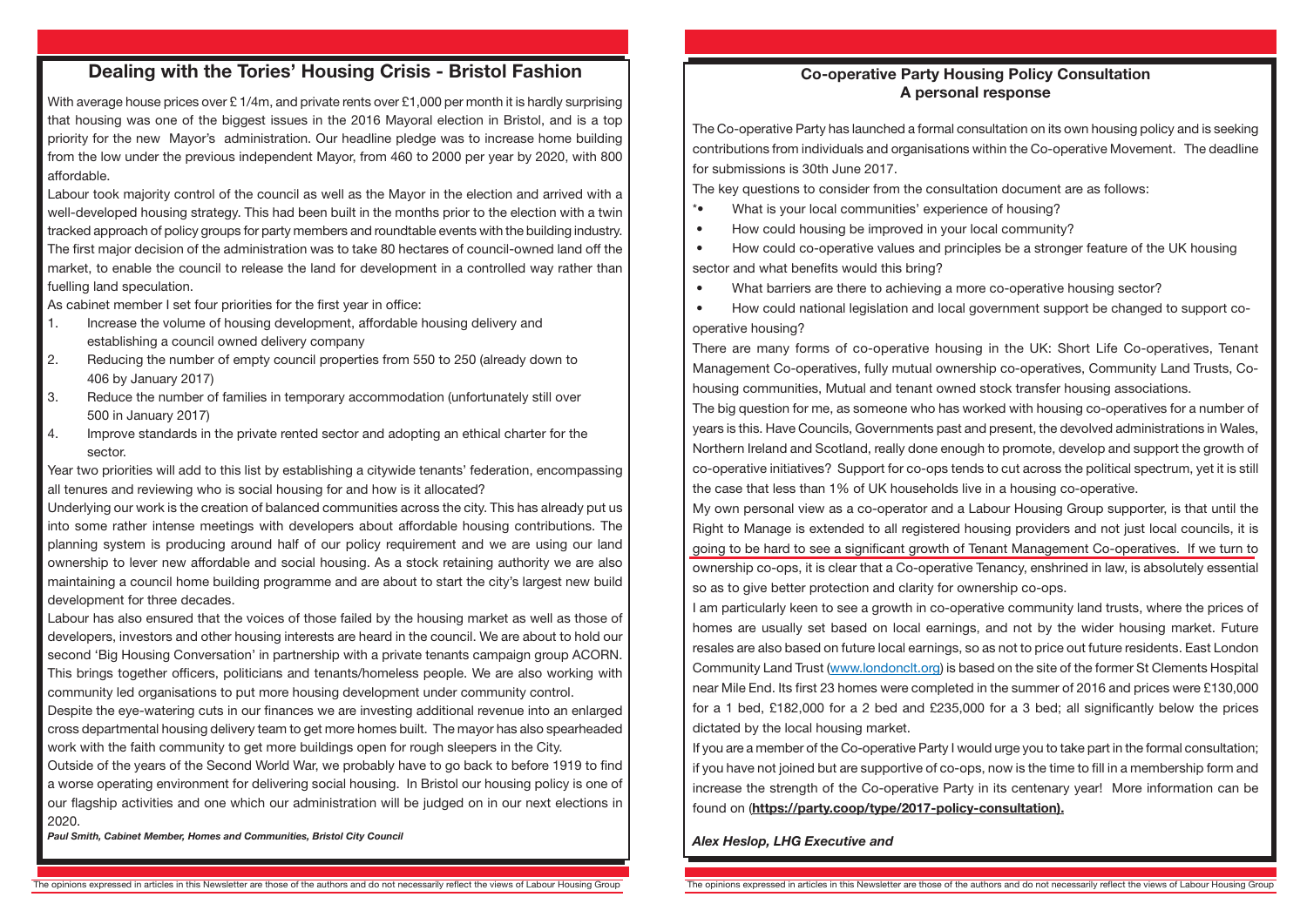## Dealing with the Tories' Housing Crisis - Bristol Fashion

With average house prices over £ 1/4m, and private rents over £1,000 per month it is hardly surprising that housing was one of the biggest issues in the 2016 Mayoral election in Bristol, and is a top priority for the new Mayor's administration. Our headline pledge was to increase home building from the low under the previous independent Mayor, from 460 to 2000 per year by 2020, with 800 affordable.

Labour took majority control of the council as well as the Mayor in the election and arrived with a well-developed housing strategy. This had been built in the months prior to the election with a twin tracked approach of policy groups for party members and roundtable events with the building industry. The first major decision of the administration was to take 80 hectares of council-owned land off the market, to enable the council to release the land for development in a controlled way rather than fuelling land speculation.

As cabinet member I set four priorities for the first year in office:

1. Increase the volume of housing development, affordable housing delivery and establishing a council owned delivery company
2. Reducing the number of empty council properties from 550 to 250 (already down to 406 by January 2017)
3. Reduce the number of families in temporary accommodation (unfortunately still over 500 in January 2017)
4. Improve standards in the private rented sector and adopting an ethical charter for the sector.

Year two priorities will add to this list by establishing a citywide tenants' federation, encompassing all tenures and reviewing who is social housing for and how is it allocated?

Underlying our work is the creation of balanced communities across the city. This has already put us into some rather intense meetings with developers about affordable housing contributions. The planning system is producing around half of our policy requirement and we are using our land ownership to lever new affordable and social housing. As a stock retaining authority we are also maintaining a council home building programme and are about to start the city's largest new build development for three decades.

Labour has also ensured that the voices of those failed by the housing market as well as those of developers, investors and other housing interests are heard in the council. We are about to hold our second 'Big Housing Conversation' in partnership with a private tenants campaign group ACORN. This brings together officers, politicians and tenants/homeless people. We are also working with community led organisations to put more housing development under community control.

Despite the eye-watering cuts in our finances we are investing additional revenue into an enlarged cross departmental housing delivery team to get more homes built. The mayor has also spearheaded work with the faith community to get more buildings open for rough sleepers in the City.

Outside of the years of the Second World War, we probably have to go back to before 1919 to find a worse operating environment for delivering social housing. In Bristol our housing policy is one of our flagship activities and one which our administration will be judged on in our next elections in 2020.

***Paul Smith, Cabinet Member, Homes and Communities, Bristol City Council***

## Co-operative Party Housing Policy Consultation
### A personal response

The Co-operative Party has launched a formal consultation on its own housing policy and is seeking contributions from individuals and organisations within the Co-operative Movement. The deadline for submissions is 30th June 2017.

The key questions to consider from the consultation document are as follows:

- What is your local communities' experience of housing?
- How could housing be improved in your local community?
- How could co-operative values and principles be a stronger feature of the UK housing sector and what benefits would this bring?
- What barriers are there to achieving a more co-operative housing sector?
- How could national legislation and local government support be changed to support co-operative housing?

There are many forms of co-operative housing in the UK: Short Life Co-operatives, Tenant Management Co-operatives, fully mutual ownership co-operatives, Community Land Trusts, Co-housing communities, Mutual and tenant owned stock transfer housing associations.

The big question for me, as someone who has worked with housing co-operatives for a number of years is this. Have Councils, Governments past and present, the devolved administrations in Wales, Northern Ireland and Scotland, really done enough to promote, develop and support the growth of co-operative initiatives? Support for co-ops tends to cut across the political spectrum, yet it is still the case that less than 1% of UK households live in a housing co-operative.

My own personal view as a co-operator and a Labour Housing Group supporter, is that until the Right to Manage is extended to all registered housing providers and not just local councils, it is going to be hard to see a significant growth of Tenant Management Co-operatives. If we turn to ownership co-ops, it is clear that a Co-operative Tenancy, enshrined in law, is absolutely essential so as to give better protection and clarity for ownership co-ops.

I am particularly keen to see a growth in co-operative community land trusts, where the prices of homes are usually set based on local earnings, and not by the wider housing market. Future resales are also based on future local earnings, so as not to price out future residents. East London Community Land Trust (www.londonclt.org) is based on the site of the former St Clements Hospital near Mile End. Its first 23 homes were completed in the summer of 2016 and prices were £130,000 for a 1 bed, £182,000 for a 2 bed and £235,000 for a 3 bed; all significantly below the prices dictated by the local housing market.

If you are a member of the Co-operative Party I would urge you to take part in the formal consultation; if you have not joined but are supportive of co-ops, now is the time to fill in a membership form and increase the strength of the Co-operative Party in its centenary year! More information can be found on (**https://party.coop/type/2017-policy-consultation).**

***Alex Heslop, LHG Executive and***

The opinions expressed in articles in this Newsletter are those of the authors and do not necessarily reflect the views of Labour Housing Group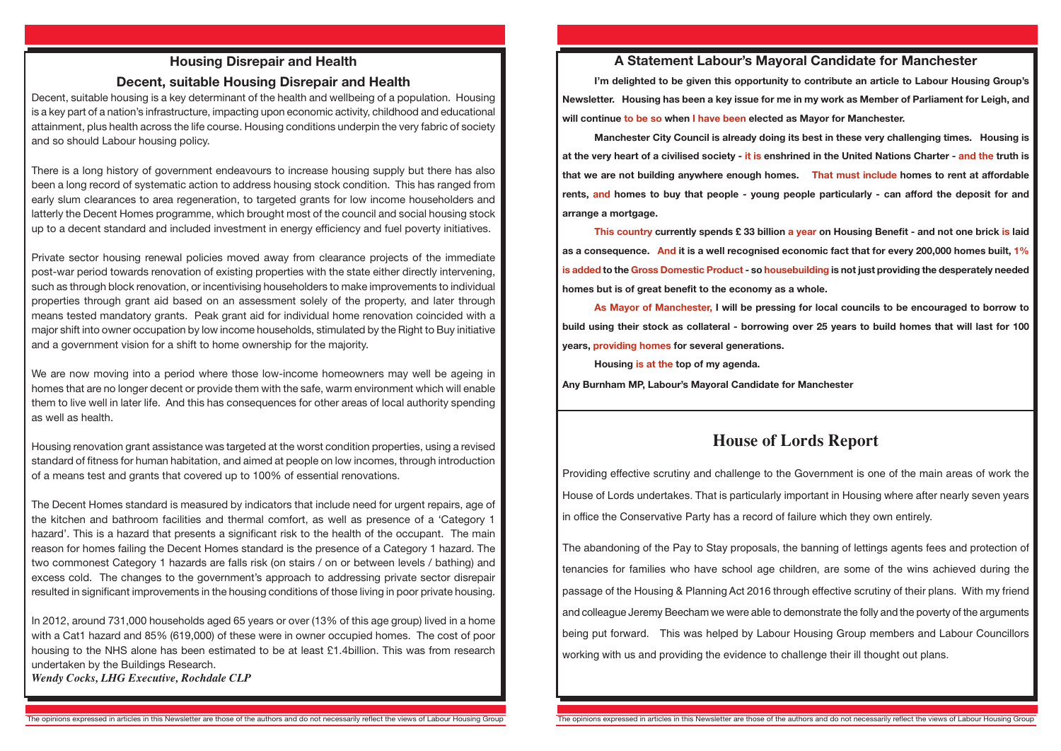## Housing Disrepair and Health

### Decent, suitable Housing Disrepair and Health

Decent, suitable housing is a key determinant of the health and wellbeing of a population. Housing is a key part of a nation's infrastructure, impacting upon economic activity, childhood and educational attainment, plus health across the life course. Housing conditions underpin the very fabric of society and so should Labour housing policy.

There is a long history of government endeavours to increase housing supply but there has also been a long record of systematic action to address housing stock condition. This has ranged from early slum clearances to area regeneration, to targeted grants for low income householders and latterly the Decent Homes programme, which brought most of the council and social housing stock up to a decent standard and included investment in energy efficiency and fuel poverty initiatives.

Private sector housing renewal policies moved away from clearance projects of the immediate post-war period towards renovation of existing properties with the state either directly intervening, such as through block renovation, or incentivising householders to make improvements to individual properties through grant aid based on an assessment solely of the property, and later through means tested mandatory grants. Peak grant aid for individual home renovation coincided with a major shift into owner occupation by low income households, stimulated by the Right to Buy initiative and a government vision for a shift to home ownership for the majority.

We are now moving into a period where those low-income homeowners may well be ageing in homes that are no longer decent or provide them with the safe, warm environment which will enable them to live well in later life. And this has consequences for other areas of local authority spending as well as health.

Housing renovation grant assistance was targeted at the worst condition properties, using a revised standard of fitness for human habitation, and aimed at people on low incomes, through introduction of a means test and grants that covered up to 100% of essential renovations.

The Decent Homes standard is measured by indicators that include need for urgent repairs, age of the kitchen and bathroom facilities and thermal comfort, as well as presence of a 'Category 1 hazard'. This is a hazard that presents a significant risk to the health of the occupant. The main reason for homes failing the Decent Homes standard is the presence of a Category 1 hazard. The two commonest Category 1 hazards are falls risk (on stairs / on or between levels / bathing) and excess cold. The changes to the government's approach to addressing private sector disrepair resulted in significant improvements in the housing conditions of those living in poor private housing.

In 2012, around 731,000 households aged 65 years or over (13% of this age group) lived in a home with a Cat1 hazard and 85% (619,000) of these were in owner occupied homes. The cost of poor housing to the NHS alone has been estimated to be at least £1.4billion. This was from research undertaken by the Buildings Research.

***Wendy Cocks, LHG Executive, Rochdale CLP***

## A Statement Labour's Mayoral Candidate for Manchester

**I'm delighted to be given this opportunity to contribute an article to Labour Housing Group's Newsletter. Housing has been a key issue for me in my work as Member of Parliament for Leigh, and will continue to be so when I have been elected as Mayor for Manchester.**

**Manchester City Council is already doing its best in these very challenging times. Housing is at the very heart of a civilised society - it is enshrined in the United Nations Charter - and the truth is that we are not building anywhere enough homes. That must include homes to rent at affordable rents, and homes to buy that people - young people particularly - can afford the deposit for and arrange a mortgage.**

**This country currently spends £ 33 billion a year on Housing Benefit - and not one brick is laid as a consequence. And it is a well recognised economic fact that for every 200,000 homes built, 1% is added to the Gross Domestic Product - so housebuilding is not just providing the desperately needed homes but is of great benefit to the economy as a whole.**

**As Mayor of Manchester, I will be pressing for local councils to be encouraged to borrow to build using their stock as collateral - borrowing over 25 years to build homes that will last for 100 years, providing homes for several generations.**

**Housing is at the top of my agenda.**

**Any Burnham MP, Labour's Mayoral Candidate for Manchester**

## House of Lords Report

Providing effective scrutiny and challenge to the Government is one of the main areas of work the House of Lords undertakes. That is particularly important in Housing where after nearly seven years in office the Conservative Party has a record of failure which they own entirely.

The abandoning of the Pay to Stay proposals, the banning of lettings agents fees and protection of tenancies for families who have school age children, are some of the wins achieved during the passage of the Housing & Planning Act 2016 through effective scrutiny of their plans. With my friend and colleague Jeremy Beecham we were able to demonstrate the folly and the poverty of the arguments being put forward. This was helped by Labour Housing Group members and Labour Councillors working with us and providing the evidence to challenge their ill thought out plans.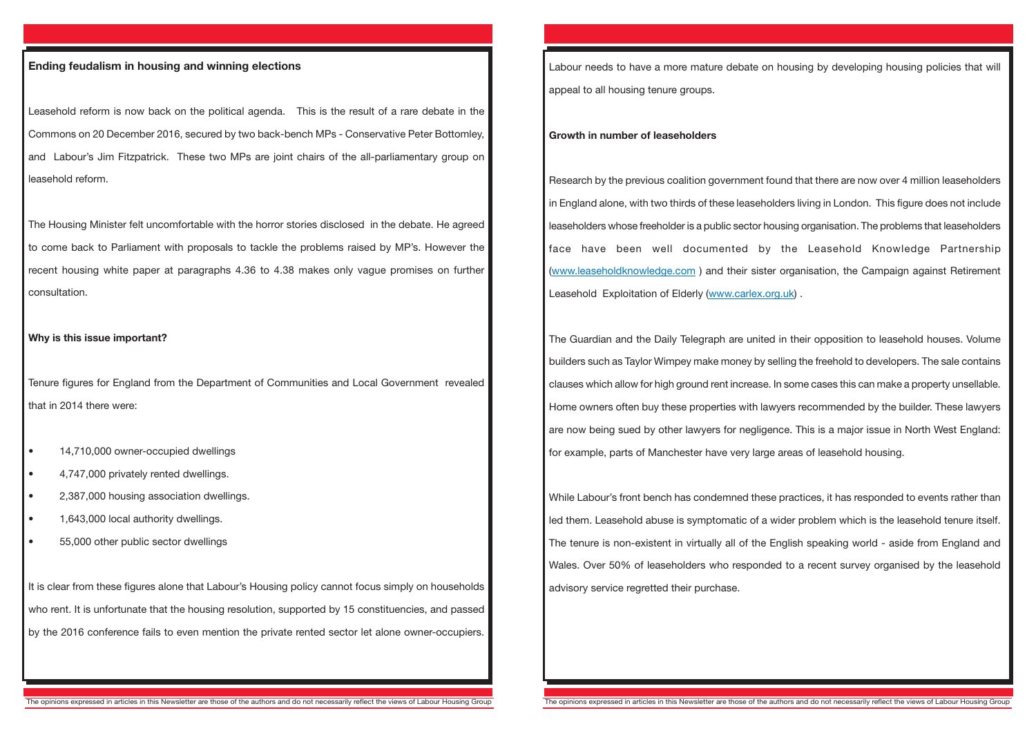**Ending feudalism in housing and winning elections**

Leasehold reform is now back on the political agenda. This is the result of a rare debate in the Commons on 20 December 2016, secured by two back-bench MPs - Conservative Peter Bottomley, and Labour's Jim Fitzpatrick. These two MPs are joint chairs of the all-parliamentary group on leasehold reform.

The Housing Minister felt uncomfortable with the horror stories disclosed in the debate. He agreed to come back to Parliament with proposals to tackle the problems raised by MP's. However the recent housing white paper at paragraphs 4.36 to 4.38 makes only vague promises on further consultation.

**Why is this issue important?**

Tenure figures for England from the Department of Communities and Local Government revealed that in 2014 there were:

- 14,710,000 owner-occupied dwellings
- 4,747,000 privately rented dwellings.
- 2,387,000 housing association dwellings.
- 1,643,000 local authority dwellings.
- 55,000 other public sector dwellings

It is clear from these figures alone that Labour's Housing policy cannot focus simply on households who rent. It is unfortunate that the housing resolution, supported by 15 constituencies, and passed by the 2016 conference fails to even mention the private rented sector let alone owner-occupiers. Labour needs to have a more mature debate on housing by developing housing policies that will appeal to all housing tenure groups.

**Growth in number of leaseholders**

Research by the previous coalition government found that there are now over 4 million leaseholders in England alone, with two thirds of these leaseholders living in London. This figure does not include leaseholders whose freeholder is a public sector housing organisation. The problems that leaseholders face have been well documented by the Leasehold Knowledge Partnership (www.leaseholdknowledge.com ) and their sister organisation, the Campaign against Retirement Leasehold Exploitation of Elderly (www.carlex.org.uk) .

The Guardian and the Daily Telegraph are united in their opposition to leasehold houses. Volume builders such as Taylor Wimpey make money by selling the freehold to developers. The sale contains clauses which allow for high ground rent increase. In some cases this can make a property unsellable. Home owners often buy these properties with lawyers recommended by the builder. These lawyers are now being sued by other lawyers for negligence. This is a major issue in North West England: for example, parts of Manchester have very large areas of leasehold housing.

While Labour's front bench has condemned these practices, it has responded to events rather than led them. Leasehold abuse is symptomatic of a wider problem which is the leasehold tenure itself. The tenure is non-existent in virtually all of the English speaking world - aside from England and Wales. Over 50% of leaseholders who responded to a recent survey organised by the leasehold advisory service regretted their purchase.